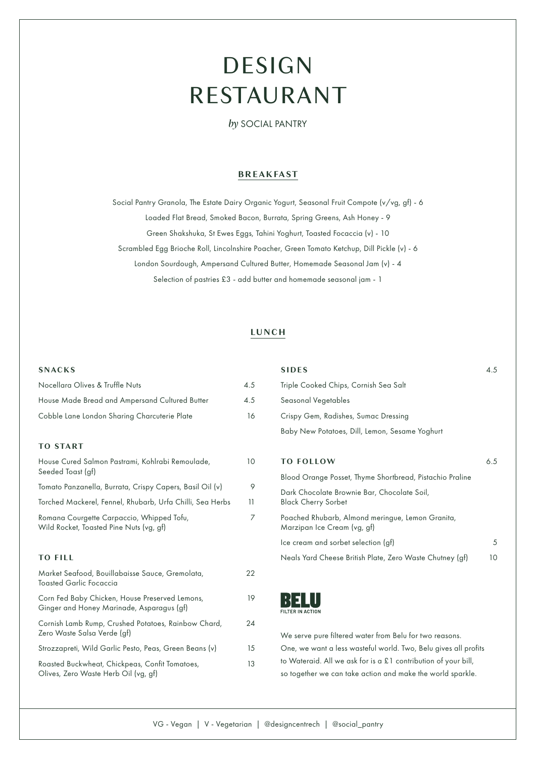# DESIGN RESTAURANT

*by* SOCIAL PANTRY

## BREAKFAST

Social Pantry Granola, The Estate Dairy Organic Yogurt, Seasonal Fruit Compote (v/vg, gf) - 6

Loaded Flat Bread, Smoked Bacon, Burrata, Spring Greens, Ash Honey - 9

Green Shakshuka, St Ewes Eggs, Tahini Yoghurt, Toasted Focaccia (v) - 10

Scrambled Egg Brioche Roll, Lincolnshire Poacher, Green Tomato Ketchup, Dill Pickle (v) - 6

London Sourdough, Ampersand Cultured Butter, Homemade Seasonal Jam (v) - 4

Selection of pastries £3 - add butter and homemade seasonal jam - 1

## LUNCH

### SNACKS

| | |
|---|---|
| Nocellara Olives & Truffle Nuts | 4.5 |
| House Made Bread and Ampersand Cultured Butter | 4.5 |
| Cobble Lane London Sharing Charcuterie Plate | 16 |

### TO START

| | |
|---|---|
| House Cured Salmon Pastrami, Kohlrabi Remoulade, Seeded Toast (gf) | 10 |
| Tomato Panzanella, Burrata, Crispy Capers, Basil Oil (v) | 9 |
| Torched Mackerel, Fennel, Rhubarb, Urfa Chilli, Sea Herbs | 11 |
| Romana Courgette Carpaccio, Whipped Tofu, Wild Rocket, Toasted Pine Nuts (vg, gf) | 7 |

### TO FILL

| | |
|---|---|
| Market Seafood, Bouillabaisse Sauce, Gremolata, Toasted Garlic Focaccia | 22 |
| Corn Fed Baby Chicken, House Preserved Lemons, Ginger and Honey Marinade, Asparagus (gf) | 19 |
| Cornish Lamb Rump, Crushed Potatoes, Rainbow Chard, Zero Waste Salsa Verde (gf) | 24 |
| Strozzapreti, Wild Garlic Pesto, Peas, Green Beans (v) | 15 |
| Roasted Buckwheat, Chickpeas, Confit Tomatoes, Olives, Zero Waste Herb Oil (vg, gf) | 13 |

### SIDES — 4.5

- Triple Cooked Chips, Cornish Sea Salt
- Seasonal Vegetables
- Crispy Gem, Radishes, Sumac Dressing
- Baby New Potatoes, Dill, Lemon, Sesame Yoghurt

### TO FOLLOW — 6.5

| | |
|---|---|
| Blood Orange Posset, Thyme Shortbread, Pistachio Praline | |
| Dark Chocolate Brownie Bar, Chocolate Soil, Black Cherry Sorbet | |
| Poached Rhubarb, Almond meringue, Lemon Granita, Marzipan Ice Cream (vg, gf) | |
| Ice cream and sorbet selection (gf) | 5 |
| Neals Yard Cheese British Plate, Zero Waste Chutney (gf) | 10 |

**BELU**
FILTER IN ACTION

We serve pure filtered water from Belu for two reasons. One, we want a less wasteful world. Two, Belu gives all profits to Wateraid. All we ask for is a £1 contribution of your bill, so together we can take action and make the world sparkle.

VG - Vegan | V - Vegetarian | @designcentrech | @social_pantry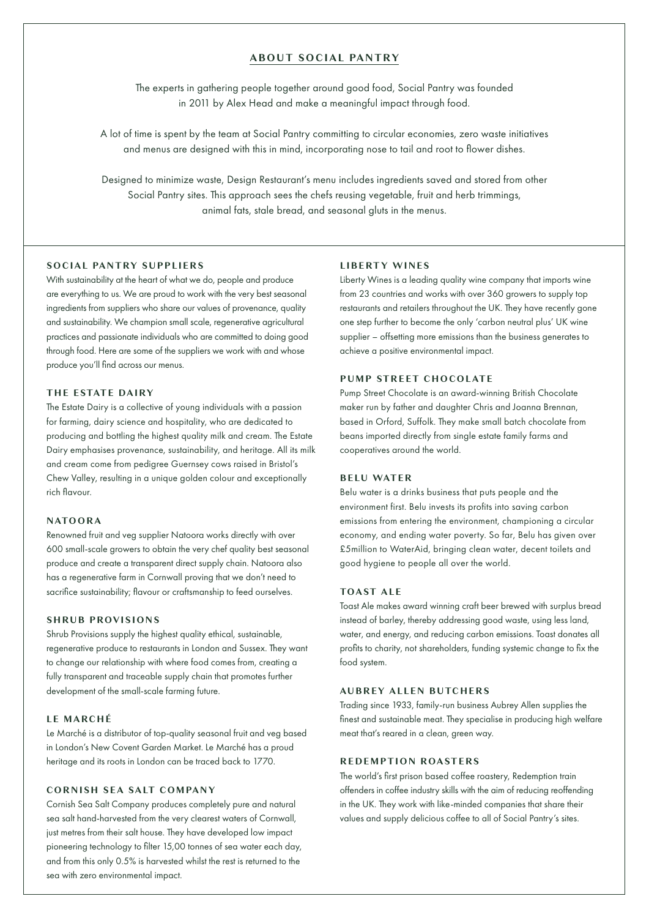## ABOUT SOCIAL PANTRY

The experts in gathering people together around good food, Social Pantry was founded in 2011 by Alex Head and make a meaningful impact through food.

A lot of time is spent by the team at Social Pantry committing to circular economies, zero waste initiatives and menus are designed with this in mind, incorporating nose to tail and root to flower dishes.

Designed to minimize waste, Design Restaurant's menu includes ingredients saved and stored from other Social Pantry sites. This approach sees the chefs reusing vegetable, fruit and herb trimmings, animal fats, stale bread, and seasonal gluts in the menus.

### SOCIAL PANTRY SUPPLIERS

With sustainability at the heart of what we do, people and produce are everything to us. We are proud to work with the very best seasonal ingredients from suppliers who share our values of provenance, quality and sustainability. We champion small scale, regenerative agricultural practices and passionate individuals who are committed to doing good through food. Here are some of the suppliers we work with and whose produce you'll find across our menus.

### THE ESTATE DAIRY

The Estate Dairy is a collective of young individuals with a passion for farming, dairy science and hospitality, who are dedicated to producing and bottling the highest quality milk and cream. The Estate Dairy emphasises provenance, sustainability, and heritage. All its milk and cream come from pedigree Guernsey cows raised in Bristol's Chew Valley, resulting in a unique golden colour and exceptionally rich flavour.

### NATOORA

Renowned fruit and veg supplier Natoora works directly with over 600 small-scale growers to obtain the very chef quality best seasonal produce and create a transparent direct supply chain. Natoora also has a regenerative farm in Cornwall proving that we don't need to sacrifice sustainability; flavour or craftsmanship to feed ourselves.

### SHRUB PROVISIONS

Shrub Provisions supply the highest quality ethical, sustainable, regenerative produce to restaurants in London and Sussex. They want to change our relationship with where food comes from, creating a fully transparent and traceable supply chain that promotes further development of the small-scale farming future.

### LE MARCHÉ

Le Marché is a distributor of top-quality seasonal fruit and veg based in London's New Covent Garden Market. Le Marché has a proud heritage and its roots in London can be traced back to 1770.

### CORNISH SEA SALT COMPANY

Cornish Sea Salt Company produces completely pure and natural sea salt hand-harvested from the very clearest waters of Cornwall, just metres from their salt house. They have developed low impact pioneering technology to filter 15,00 tonnes of sea water each day, and from this only 0.5% is harvested whilst the rest is returned to the sea with zero environmental impact.

### LIBERTY WINES

Liberty Wines is a leading quality wine company that imports wine from 23 countries and works with over 360 growers to supply top restaurants and retailers throughout the UK. They have recently gone one step further to become the only 'carbon neutral plus' UK wine supplier – offsetting more emissions than the business generates to achieve a positive environmental impact.

### PUMP STREET CHOCOLATE

Pump Street Chocolate is an award-winning British Chocolate maker run by father and daughter Chris and Joanna Brennan, based in Orford, Suffolk. They make small batch chocolate from beans imported directly from single estate family farms and cooperatives around the world.

### BELU WATER

Belu water is a drinks business that puts people and the environment first. Belu invests its profits into saving carbon emissions from entering the environment, championing a circular economy, and ending water poverty. So far, Belu has given over £5million to WaterAid, bringing clean water, decent toilets and good hygiene to people all over the world.

### TOAST ALE

Toast Ale makes award winning craft beer brewed with surplus bread instead of barley, thereby addressing good waste, using less land, water, and energy, and reducing carbon emissions. Toast donates all profits to charity, not shareholders, funding systemic change to fix the food system.

### AUBREY ALLEN BUTCHERS

Trading since 1933, family-run business Aubrey Allen supplies the finest and sustainable meat. They specialise in producing high welfare meat that's reared in a clean, green way.

### REDEMPTION ROASTERS

The world's first prison based coffee roastery, Redemption train offenders in coffee industry skills with the aim of reducing reoffending in the UK. They work with like-minded companies that share their values and supply delicious coffee to all of Social Pantry's sites.